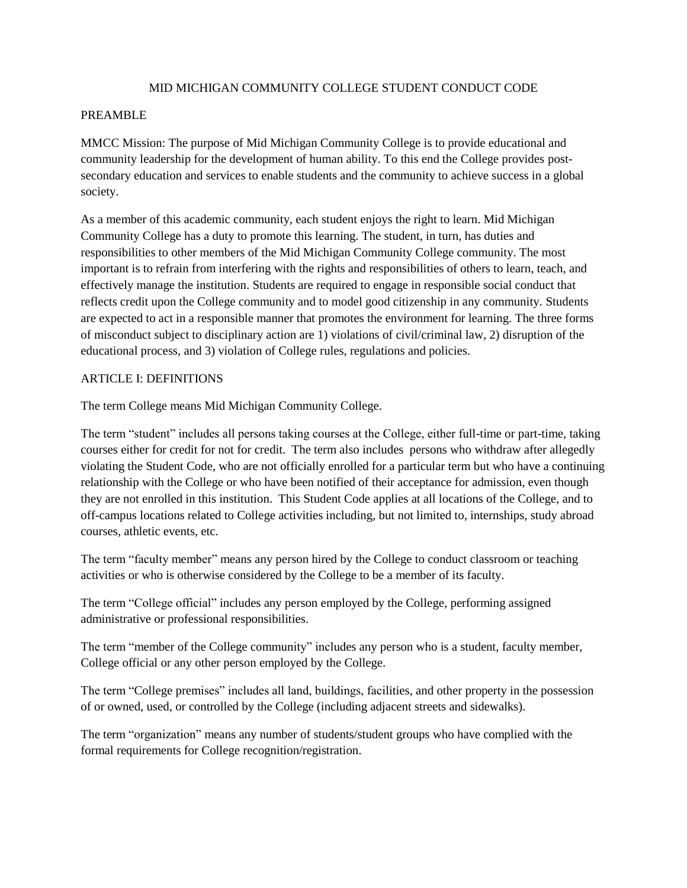# MID MICHIGAN COMMUNITY COLLEGE STUDENT CONDUCT CODE

## PREAMBLE

MMCC Mission: The purpose of Mid Michigan Community College is to provide educational and community leadership for the development of human ability. To this end the College provides post-secondary education and services to enable students and the community to achieve success in a global society.

As a member of this academic community, each student enjoys the right to learn. Mid Michigan Community College has a duty to promote this learning. The student, in turn, has duties and responsibilities to other members of the Mid Michigan Community College community. The most important is to refrain from interfering with the rights and responsibilities of others to learn, teach, and effectively manage the institution. Students are required to engage in responsible social conduct that reflects credit upon the College community and to model good citizenship in any community. Students are expected to act in a responsible manner that promotes the environment for learning. The three forms of misconduct subject to disciplinary action are 1) violations of civil/criminal law, 2) disruption of the educational process, and 3) violation of College rules, regulations and policies.

## ARTICLE I: DEFINITIONS

The term College means Mid Michigan Community College.

The term "student" includes all persons taking courses at the College, either full-time or part-time, taking courses either for credit for not for credit. The term also includes persons who withdraw after allegedly violating the Student Code, who are not officially enrolled for a particular term but who have a continuing relationship with the College or who have been notified of their acceptance for admission, even though they are not enrolled in this institution. This Student Code applies at all locations of the College, and to off-campus locations related to College activities including, but not limited to, internships, study abroad courses, athletic events, etc.

The term "faculty member" means any person hired by the College to conduct classroom or teaching activities or who is otherwise considered by the College to be a member of its faculty.

The term "College official" includes any person employed by the College, performing assigned administrative or professional responsibilities.

The term "member of the College community" includes any person who is a student, faculty member, College official or any other person employed by the College.

The term "College premises" includes all land, buildings, facilities, and other property in the possession of or owned, used, or controlled by the College (including adjacent streets and sidewalks).

The term "organization" means any number of students/student groups who have complied with the formal requirements for College recognition/registration.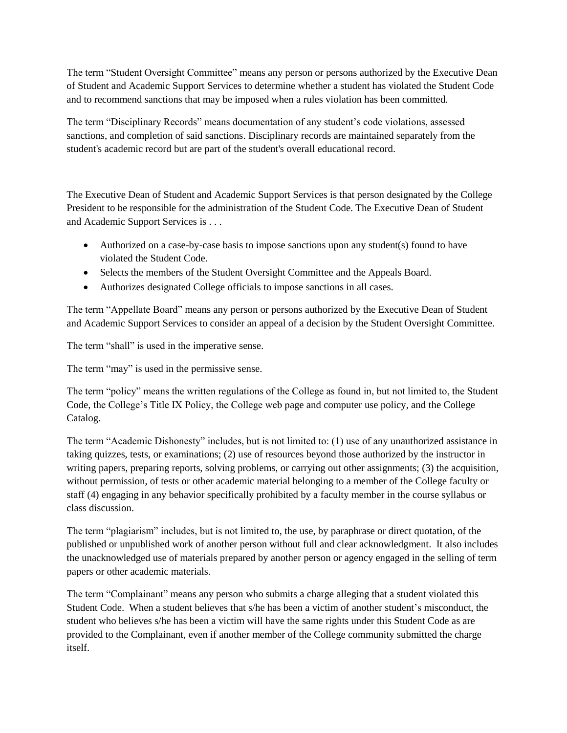The term “Student Oversight Committee” means any person or persons authorized by the Executive Dean of Student and Academic Support Services to determine whether a student has violated the Student Code and to recommend sanctions that may be imposed when a rules violation has been committed.

The term “Disciplinary Records” means documentation of any student’s code violations, assessed sanctions, and completion of said sanctions. Disciplinary records are maintained separately from the student's academic record but are part of the student's overall educational record.

The Executive Dean of Student and Academic Support Services is that person designated by the College President to be responsible for the administration of the Student Code. The Executive Dean of Student and Academic Support Services is . . .

- Authorized on a case-by-case basis to impose sanctions upon any student(s) found to have violated the Student Code.
- Selects the members of the Student Oversight Committee and the Appeals Board.
- Authorizes designated College officials to impose sanctions in all cases.

The term “Appellate Board” means any person or persons authorized by the Executive Dean of Student and Academic Support Services to consider an appeal of a decision by the Student Oversight Committee.

The term “shall” is used in the imperative sense.

The term “may” is used in the permissive sense.

The term “policy” means the written regulations of the College as found in, but not limited to, the Student Code, the College’s Title IX Policy, the College web page and computer use policy, and the College Catalog.

The term “Academic Dishonesty” includes, but is not limited to: (1) use of any unauthorized assistance in taking quizzes, tests, or examinations; (2) use of resources beyond those authorized by the instructor in writing papers, preparing reports, solving problems, or carrying out other assignments; (3) the acquisition, without permission, of tests or other academic material belonging to a member of the College faculty or staff (4) engaging in any behavior specifically prohibited by a faculty member in the course syllabus or class discussion.

The term “plagiarism” includes, but is not limited to, the use, by paraphrase or direct quotation, of the published or unpublished work of another person without full and clear acknowledgment. It also includes the unacknowledged use of materials prepared by another person or agency engaged in the selling of term papers or other academic materials.

The term “Complainant” means any person who submits a charge alleging that a student violated this Student Code. When a student believes that s/he has been a victim of another student’s misconduct, the student who believes s/he has been a victim will have the same rights under this Student Code as are provided to the Complainant, even if another member of the College community submitted the charge itself.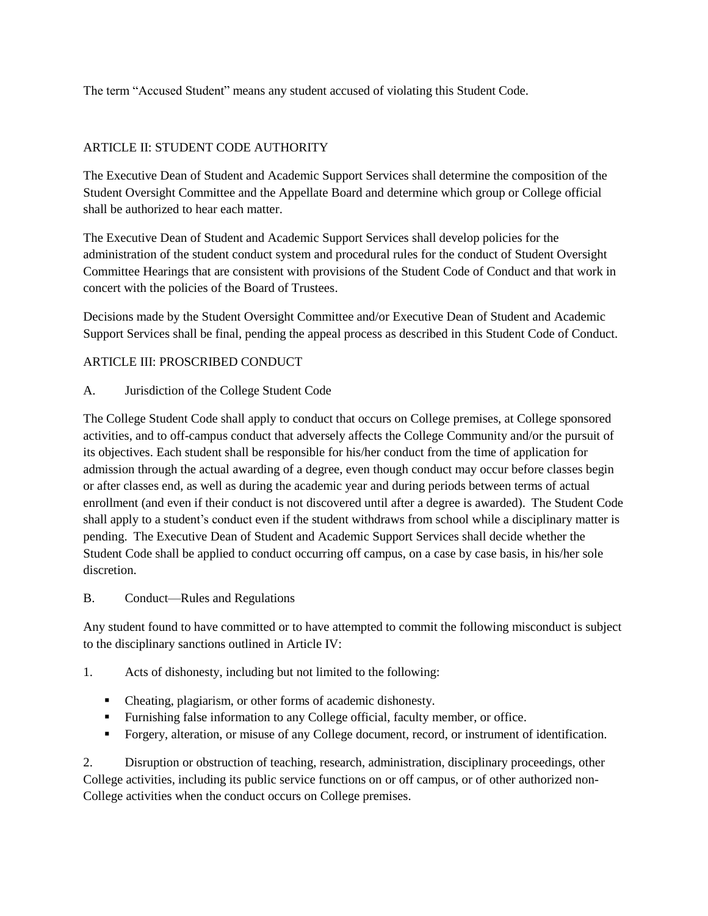The term "Accused Student" means any student accused of violating this Student Code.

## ARTICLE II: STUDENT CODE AUTHORITY

The Executive Dean of Student and Academic Support Services shall determine the composition of the Student Oversight Committee and the Appellate Board and determine which group or College official shall be authorized to hear each matter.

The Executive Dean of Student and Academic Support Services shall develop policies for the administration of the student conduct system and procedural rules for the conduct of Student Oversight Committee Hearings that are consistent with provisions of the Student Code of Conduct and that work in concert with the policies of the Board of Trustees.

Decisions made by the Student Oversight Committee and/or Executive Dean of Student and Academic Support Services shall be final, pending the appeal process as described in this Student Code of Conduct.

## ARTICLE III: PROSCRIBED CONDUCT

### A. Jurisdiction of the College Student Code

The College Student Code shall apply to conduct that occurs on College premises, at College sponsored activities, and to off-campus conduct that adversely affects the College Community and/or the pursuit of its objectives. Each student shall be responsible for his/her conduct from the time of application for admission through the actual awarding of a degree, even though conduct may occur before classes begin or after classes end, as well as during the academic year and during periods between terms of actual enrollment (and even if their conduct is not discovered until after a degree is awarded). The Student Code shall apply to a student's conduct even if the student withdraws from school while a disciplinary matter is pending. The Executive Dean of Student and Academic Support Services shall decide whether the Student Code shall be applied to conduct occurring off campus, on a case by case basis, in his/her sole discretion.

### B. Conduct—Rules and Regulations

Any student found to have committed or to have attempted to commit the following misconduct is subject to the disciplinary sanctions outlined in Article IV:

1. Acts of dishonesty, including but not limited to the following:
   - Cheating, plagiarism, or other forms of academic dishonesty.
   - Furnishing false information to any College official, faculty member, or office.
   - Forgery, alteration, or misuse of any College document, record, or instrument of identification.

2. Disruption or obstruction of teaching, research, administration, disciplinary proceedings, other College activities, including its public service functions on or off campus, or of other authorized non-College activities when the conduct occurs on College premises.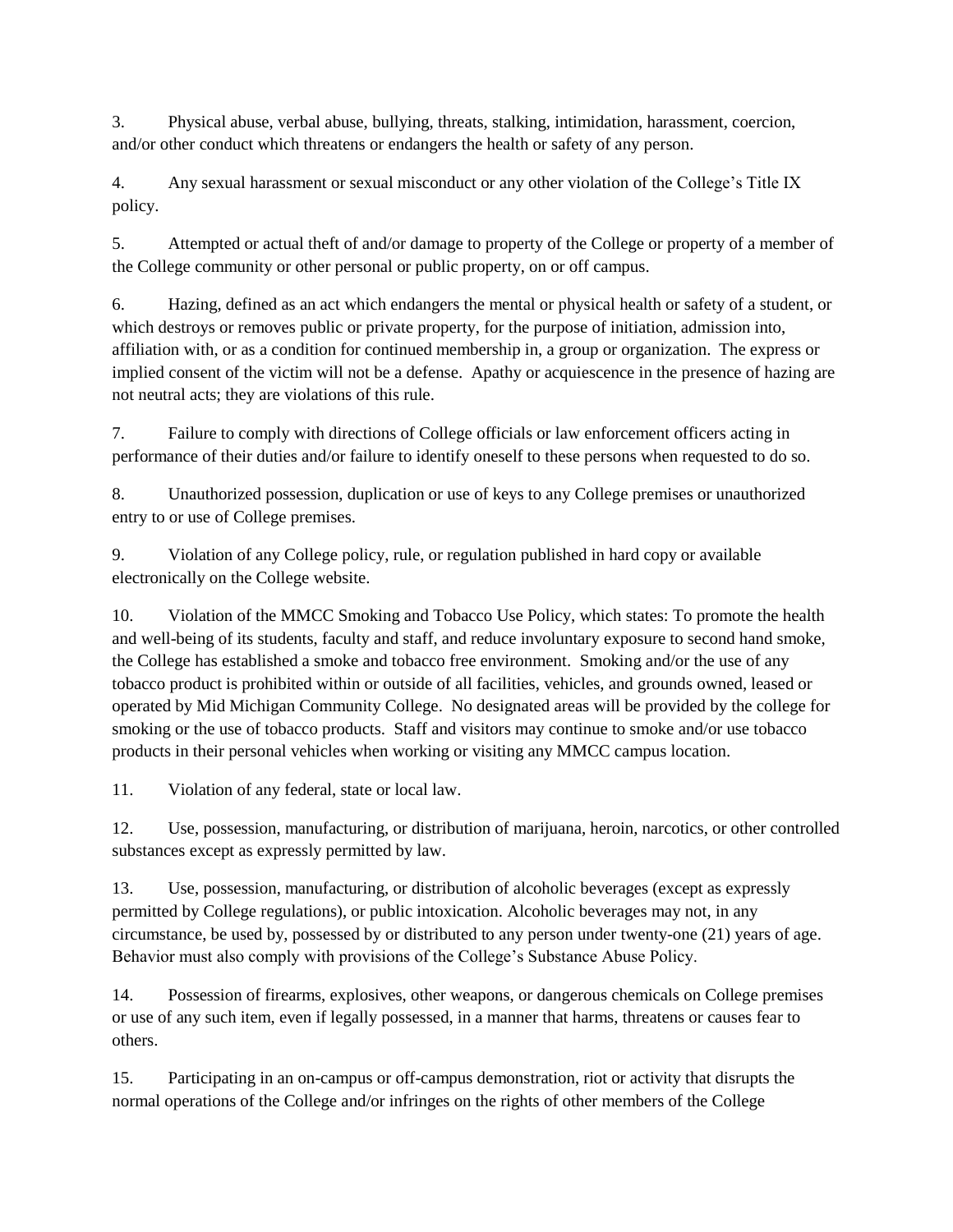3. Physical abuse, verbal abuse, bullying, threats, stalking, intimidation, harassment, coercion, and/or other conduct which threatens or endangers the health or safety of any person.

4. Any sexual harassment or sexual misconduct or any other violation of the College's Title IX policy.

5. Attempted or actual theft of and/or damage to property of the College or property of a member of the College community or other personal or public property, on or off campus.

6. Hazing, defined as an act which endangers the mental or physical health or safety of a student, or which destroys or removes public or private property, for the purpose of initiation, admission into, affiliation with, or as a condition for continued membership in, a group or organization. The express or implied consent of the victim will not be a defense. Apathy or acquiescence in the presence of hazing are not neutral acts; they are violations of this rule.

7. Failure to comply with directions of College officials or law enforcement officers acting in performance of their duties and/or failure to identify oneself to these persons when requested to do so.

8. Unauthorized possession, duplication or use of keys to any College premises or unauthorized entry to or use of College premises.

9. Violation of any College policy, rule, or regulation published in hard copy or available electronically on the College website.

10. Violation of the MMCC Smoking and Tobacco Use Policy, which states: To promote the health and well-being of its students, faculty and staff, and reduce involuntary exposure to second hand smoke, the College has established a smoke and tobacco free environment. Smoking and/or the use of any tobacco product is prohibited within or outside of all facilities, vehicles, and grounds owned, leased or operated by Mid Michigan Community College. No designated areas will be provided by the college for smoking or the use of tobacco products. Staff and visitors may continue to smoke and/or use tobacco products in their personal vehicles when working or visiting any MMCC campus location.

11. Violation of any federal, state or local law.

12. Use, possession, manufacturing, or distribution of marijuana, heroin, narcotics, or other controlled substances except as expressly permitted by law.

13. Use, possession, manufacturing, or distribution of alcoholic beverages (except as expressly permitted by College regulations), or public intoxication. Alcoholic beverages may not, in any circumstance, be used by, possessed by or distributed to any person under twenty-one (21) years of age. Behavior must also comply with provisions of the College's Substance Abuse Policy.

14. Possession of firearms, explosives, other weapons, or dangerous chemicals on College premises or use of any such item, even if legally possessed, in a manner that harms, threatens or causes fear to others.

15. Participating in an on-campus or off-campus demonstration, riot or activity that disrupts the normal operations of the College and/or infringes on the rights of other members of the College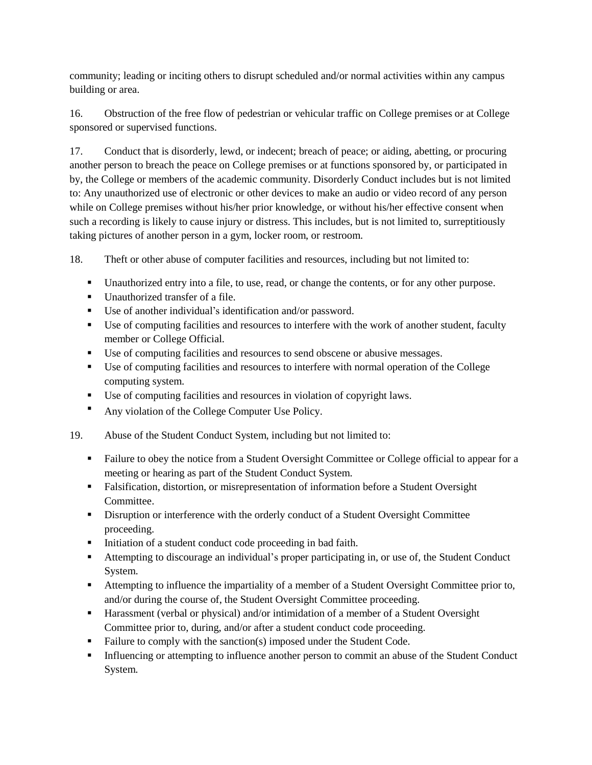community; leading or inciting others to disrupt scheduled and/or normal activities within any campus building or area.

16. Obstruction of the free flow of pedestrian or vehicular traffic on College premises or at College sponsored or supervised functions.

17. Conduct that is disorderly, lewd, or indecent; breach of peace; or aiding, abetting, or procuring another person to breach the peace on College premises or at functions sponsored by, or participated in by, the College or members of the academic community. Disorderly Conduct includes but is not limited to: Any unauthorized use of electronic or other devices to make an audio or video record of any person while on College premises without his/her prior knowledge, or without his/her effective consent when such a recording is likely to cause injury or distress. This includes, but is not limited to, surreptitiously taking pictures of another person in a gym, locker room, or restroom.

18. Theft or other abuse of computer facilities and resources, including but not limited to:

- Unauthorized entry into a file, to use, read, or change the contents, or for any other purpose.
- Unauthorized transfer of a file.
- Use of another individual's identification and/or password.
- Use of computing facilities and resources to interfere with the work of another student, faculty member or College Official.
- Use of computing facilities and resources to send obscene or abusive messages.
- Use of computing facilities and resources to interfere with normal operation of the College computing system.
- Use of computing facilities and resources in violation of copyright laws.
- Any violation of the College Computer Use Policy.

19. Abuse of the Student Conduct System, including but not limited to:

- Failure to obey the notice from a Student Oversight Committee or College official to appear for a meeting or hearing as part of the Student Conduct System.
- Falsification, distortion, or misrepresentation of information before a Student Oversight Committee.
- Disruption or interference with the orderly conduct of a Student Oversight Committee proceeding.
- Initiation of a student conduct code proceeding in bad faith.
- Attempting to discourage an individual's proper participating in, or use of, the Student Conduct System.
- Attempting to influence the impartiality of a member of a Student Oversight Committee prior to, and/or during the course of, the Student Oversight Committee proceeding.
- Harassment (verbal or physical) and/or intimidation of a member of a Student Oversight Committee prior to, during, and/or after a student conduct code proceeding.
- Failure to comply with the sanction(s) imposed under the Student Code.
- Influencing or attempting to influence another person to commit an abuse of the Student Conduct System.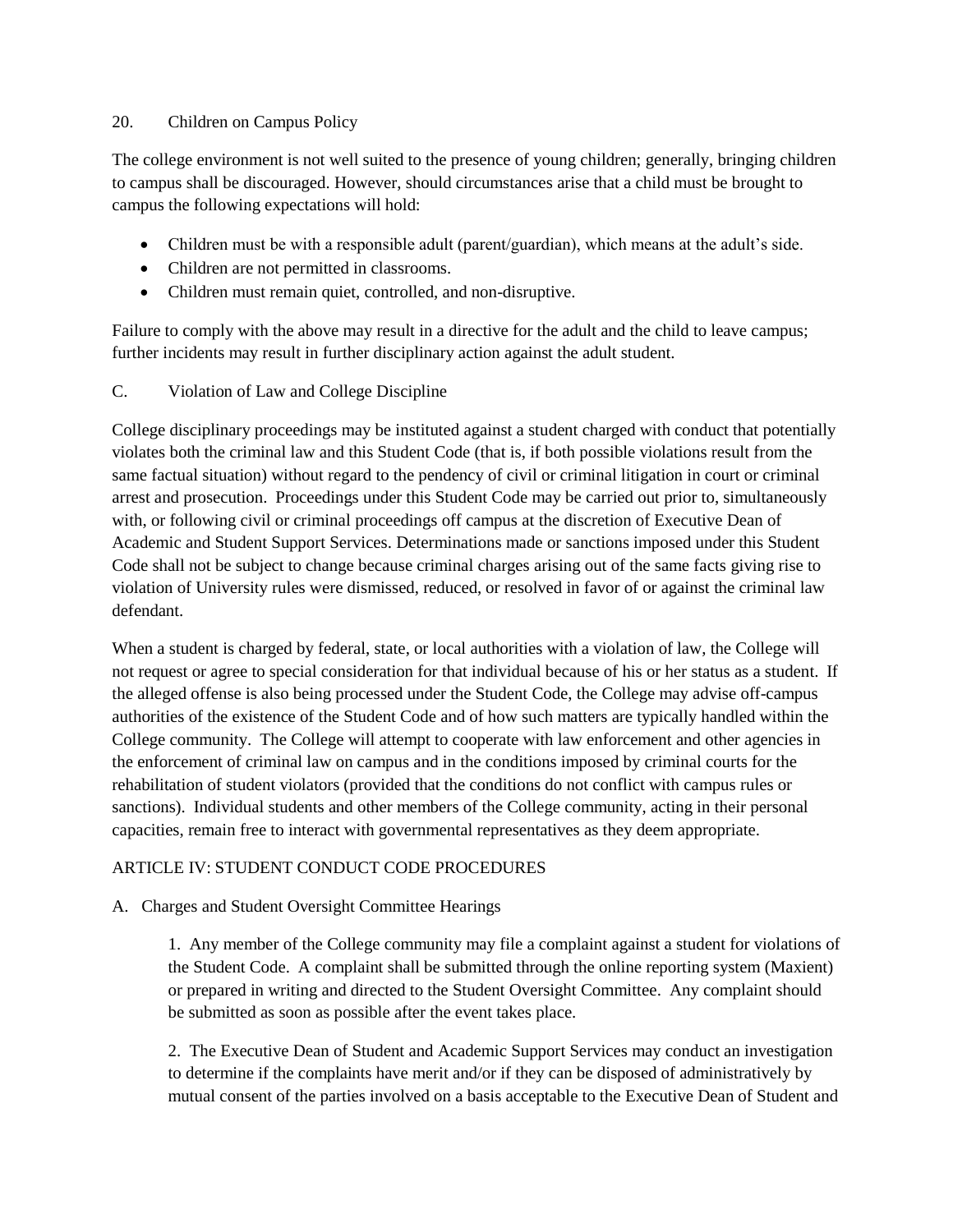20. Children on Campus Policy

The college environment is not well suited to the presence of young children; generally, bringing children to campus shall be discouraged. However, should circumstances arise that a child must be brought to campus the following expectations will hold:

- Children must be with a responsible adult (parent/guardian), which means at the adult's side.
- Children are not permitted in classrooms.
- Children must remain quiet, controlled, and non-disruptive.

Failure to comply with the above may result in a directive for the adult and the child to leave campus; further incidents may result in further disciplinary action against the adult student.

C. Violation of Law and College Discipline

College disciplinary proceedings may be instituted against a student charged with conduct that potentially violates both the criminal law and this Student Code (that is, if both possible violations result from the same factual situation) without regard to the pendency of civil or criminal litigation in court or criminal arrest and prosecution. Proceedings under this Student Code may be carried out prior to, simultaneously with, or following civil or criminal proceedings off campus at the discretion of Executive Dean of Academic and Student Support Services. Determinations made or sanctions imposed under this Student Code shall not be subject to change because criminal charges arising out of the same facts giving rise to violation of University rules were dismissed, reduced, or resolved in favor of or against the criminal law defendant.

When a student is charged by federal, state, or local authorities with a violation of law, the College will not request or agree to special consideration for that individual because of his or her status as a student. If the alleged offense is also being processed under the Student Code, the College may advise off-campus authorities of the existence of the Student Code and of how such matters are typically handled within the College community. The College will attempt to cooperate with law enforcement and other agencies in the enforcement of criminal law on campus and in the conditions imposed by criminal courts for the rehabilitation of student violators (provided that the conditions do not conflict with campus rules or sanctions). Individual students and other members of the College community, acting in their personal capacities, remain free to interact with governmental representatives as they deem appropriate.

## ARTICLE IV: STUDENT CONDUCT CODE PROCEDURES

A. Charges and Student Oversight Committee Hearings

1. Any member of the College community may file a complaint against a student for violations of the Student Code. A complaint shall be submitted through the online reporting system (Maxient) or prepared in writing and directed to the Student Oversight Committee. Any complaint should be submitted as soon as possible after the event takes place.

2. The Executive Dean of Student and Academic Support Services may conduct an investigation to determine if the complaints have merit and/or if they can be disposed of administratively by mutual consent of the parties involved on a basis acceptable to the Executive Dean of Student and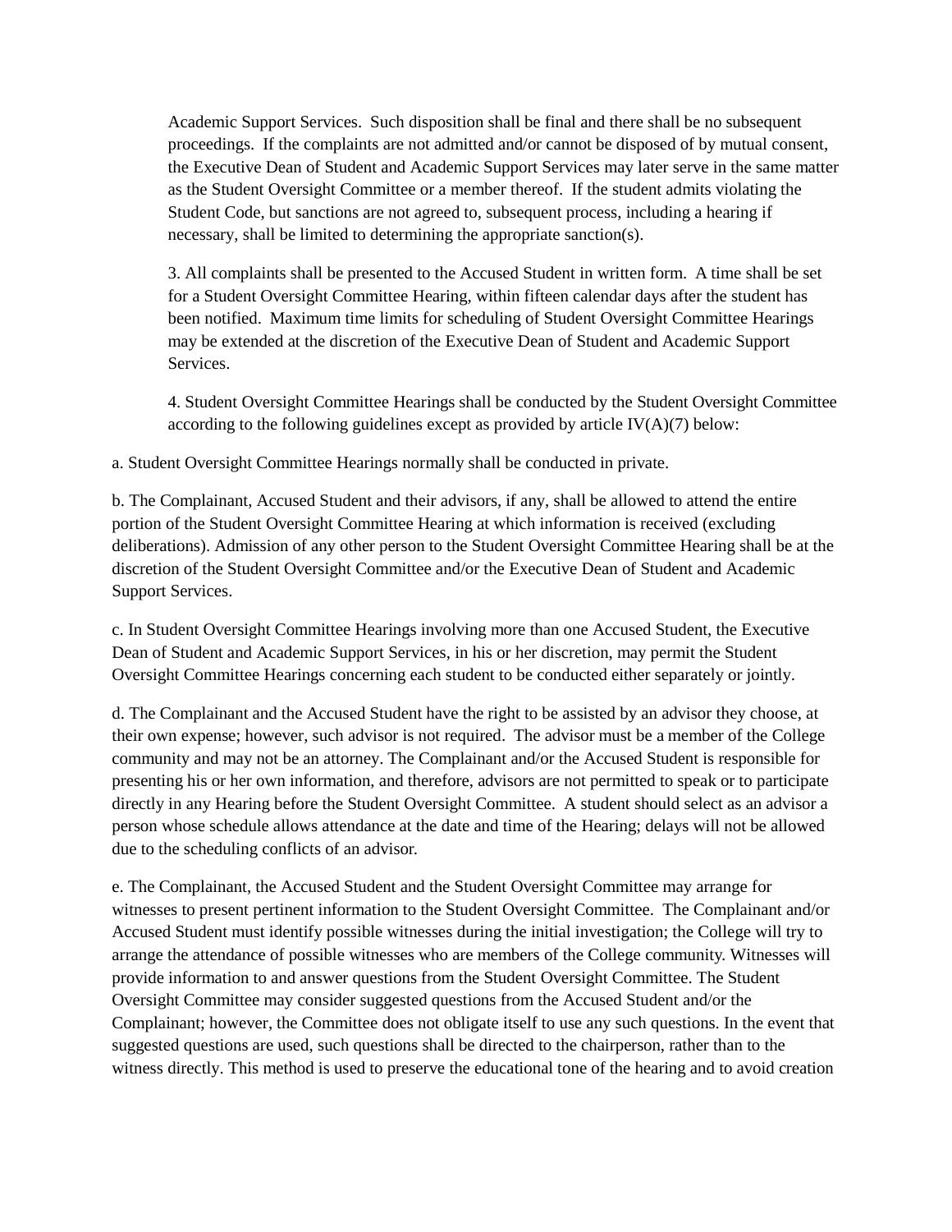Academic Support Services. Such disposition shall be final and there shall be no subsequent proceedings. If the complaints are not admitted and/or cannot be disposed of by mutual consent, the Executive Dean of Student and Academic Support Services may later serve in the same matter as the Student Oversight Committee or a member thereof. If the student admits violating the Student Code, but sanctions are not agreed to, subsequent process, including a hearing if necessary, shall be limited to determining the appropriate sanction(s).

3. All complaints shall be presented to the Accused Student in written form. A time shall be set for a Student Oversight Committee Hearing, within fifteen calendar days after the student has been notified. Maximum time limits for scheduling of Student Oversight Committee Hearings may be extended at the discretion of the Executive Dean of Student and Academic Support Services.

4. Student Oversight Committee Hearings shall be conducted by the Student Oversight Committee according to the following guidelines except as provided by article IV(A)(7) below:

a. Student Oversight Committee Hearings normally shall be conducted in private.

b. The Complainant, Accused Student and their advisors, if any, shall be allowed to attend the entire portion of the Student Oversight Committee Hearing at which information is received (excluding deliberations). Admission of any other person to the Student Oversight Committee Hearing shall be at the discretion of the Student Oversight Committee and/or the Executive Dean of Student and Academic Support Services.

c. In Student Oversight Committee Hearings involving more than one Accused Student, the Executive Dean of Student and Academic Support Services, in his or her discretion, may permit the Student Oversight Committee Hearings concerning each student to be conducted either separately or jointly.

d. The Complainant and the Accused Student have the right to be assisted by an advisor they choose, at their own expense; however, such advisor is not required. The advisor must be a member of the College community and may not be an attorney. The Complainant and/or the Accused Student is responsible for presenting his or her own information, and therefore, advisors are not permitted to speak or to participate directly in any Hearing before the Student Oversight Committee. A student should select as an advisor a person whose schedule allows attendance at the date and time of the Hearing; delays will not be allowed due to the scheduling conflicts of an advisor.

e. The Complainant, the Accused Student and the Student Oversight Committee may arrange for witnesses to present pertinent information to the Student Oversight Committee. The Complainant and/or Accused Student must identify possible witnesses during the initial investigation; the College will try to arrange the attendance of possible witnesses who are members of the College community. Witnesses will provide information to and answer questions from the Student Oversight Committee. The Student Oversight Committee may consider suggested questions from the Accused Student and/or the Complainant; however, the Committee does not obligate itself to use any such questions. In the event that suggested questions are used, such questions shall be directed to the chairperson, rather than to the witness directly. This method is used to preserve the educational tone of the hearing and to avoid creation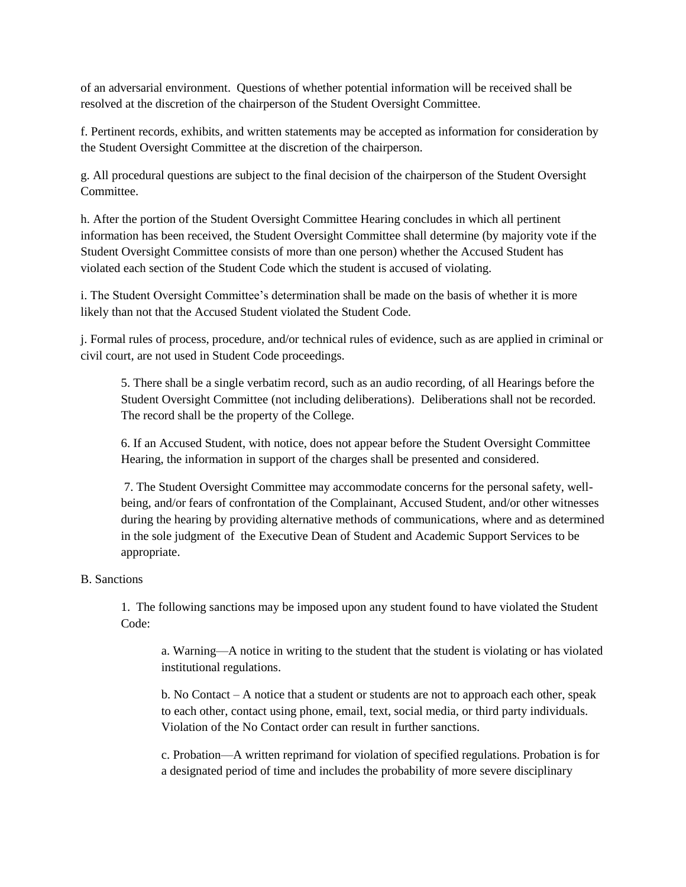of an adversarial environment. Questions of whether potential information will be received shall be resolved at the discretion of the chairperson of the Student Oversight Committee.

f. Pertinent records, exhibits, and written statements may be accepted as information for consideration by the Student Oversight Committee at the discretion of the chairperson.

g. All procedural questions are subject to the final decision of the chairperson of the Student Oversight Committee.

h. After the portion of the Student Oversight Committee Hearing concludes in which all pertinent information has been received, the Student Oversight Committee shall determine (by majority vote if the Student Oversight Committee consists of more than one person) whether the Accused Student has violated each section of the Student Code which the student is accused of violating.

i. The Student Oversight Committee's determination shall be made on the basis of whether it is more likely than not that the Accused Student violated the Student Code.

j. Formal rules of process, procedure, and/or technical rules of evidence, such as are applied in criminal or civil court, are not used in Student Code proceedings.

5. There shall be a single verbatim record, such as an audio recording, of all Hearings before the Student Oversight Committee (not including deliberations). Deliberations shall not be recorded. The record shall be the property of the College.

6. If an Accused Student, with notice, does not appear before the Student Oversight Committee Hearing, the information in support of the charges shall be presented and considered.

7. The Student Oversight Committee may accommodate concerns for the personal safety, well-being, and/or fears of confrontation of the Complainant, Accused Student, and/or other witnesses during the hearing by providing alternative methods of communications, where and as determined in the sole judgment of the Executive Dean of Student and Academic Support Services to be appropriate.

B. Sanctions

1. The following sanctions may be imposed upon any student found to have violated the Student Code:

a. Warning—A notice in writing to the student that the student is violating or has violated institutional regulations.

b. No Contact – A notice that a student or students are not to approach each other, speak to each other, contact using phone, email, text, social media, or third party individuals. Violation of the No Contact order can result in further sanctions.

c. Probation—A written reprimand for violation of specified regulations. Probation is for a designated period of time and includes the probability of more severe disciplinary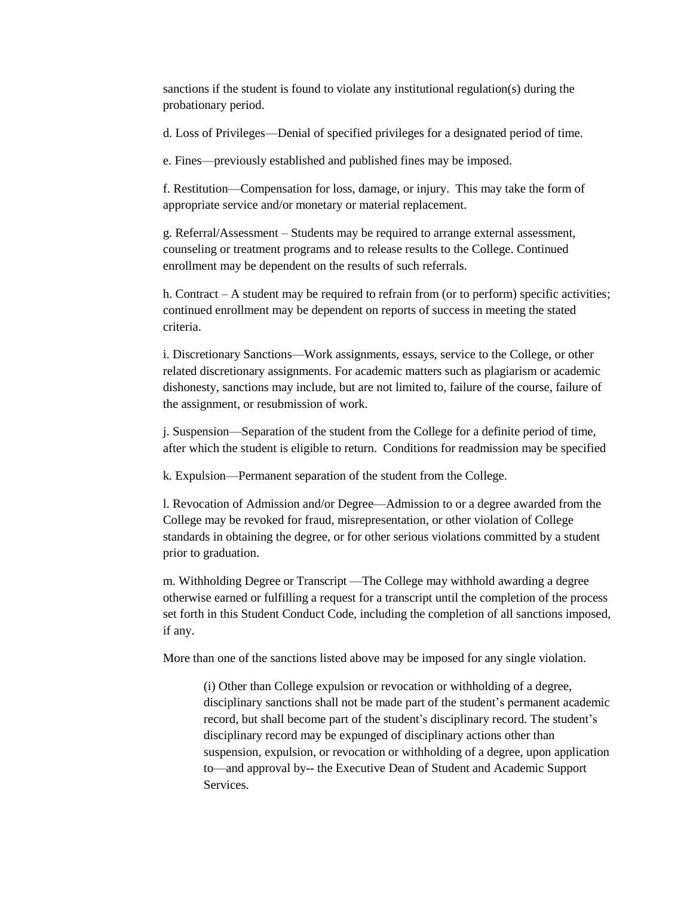sanctions if the student is found to violate any institutional regulation(s) during the probationary period.

d. Loss of Privileges—Denial of specified privileges for a designated period of time.

e. Fines—previously established and published fines may be imposed.

f. Restitution—Compensation for loss, damage, or injury. This may take the form of appropriate service and/or monetary or material replacement.

g. Referral/Assessment – Students may be required to arrange external assessment, counseling or treatment programs and to release results to the College. Continued enrollment may be dependent on the results of such referrals.

h. Contract – A student may be required to refrain from (or to perform) specific activities; continued enrollment may be dependent on reports of success in meeting the stated criteria.

i. Discretionary Sanctions—Work assignments, essays, service to the College, or other related discretionary assignments. For academic matters such as plagiarism or academic dishonesty, sanctions may include, but are not limited to, failure of the course, failure of the assignment, or resubmission of work.

j. Suspension—Separation of the student from the College for a definite period of time, after which the student is eligible to return. Conditions for readmission may be specified

k. Expulsion—Permanent separation of the student from the College.

l. Revocation of Admission and/or Degree—Admission to or a degree awarded from the College may be revoked for fraud, misrepresentation, or other violation of College standards in obtaining the degree, or for other serious violations committed by a student prior to graduation.

m. Withholding Degree or Transcript —The College may withhold awarding a degree otherwise earned or fulfilling a request for a transcript until the completion of the process set forth in this Student Conduct Code, including the completion of all sanctions imposed, if any.

More than one of the sanctions listed above may be imposed for any single violation.

> (i) Other than College expulsion or revocation or withholding of a degree, disciplinary sanctions shall not be made part of the student's permanent academic record, but shall become part of the student's disciplinary record. The student's disciplinary record may be expunged of disciplinary actions other than suspension, expulsion, or revocation or withholding of a degree, upon application to—and approval by-- the Executive Dean of Student and Academic Support Services.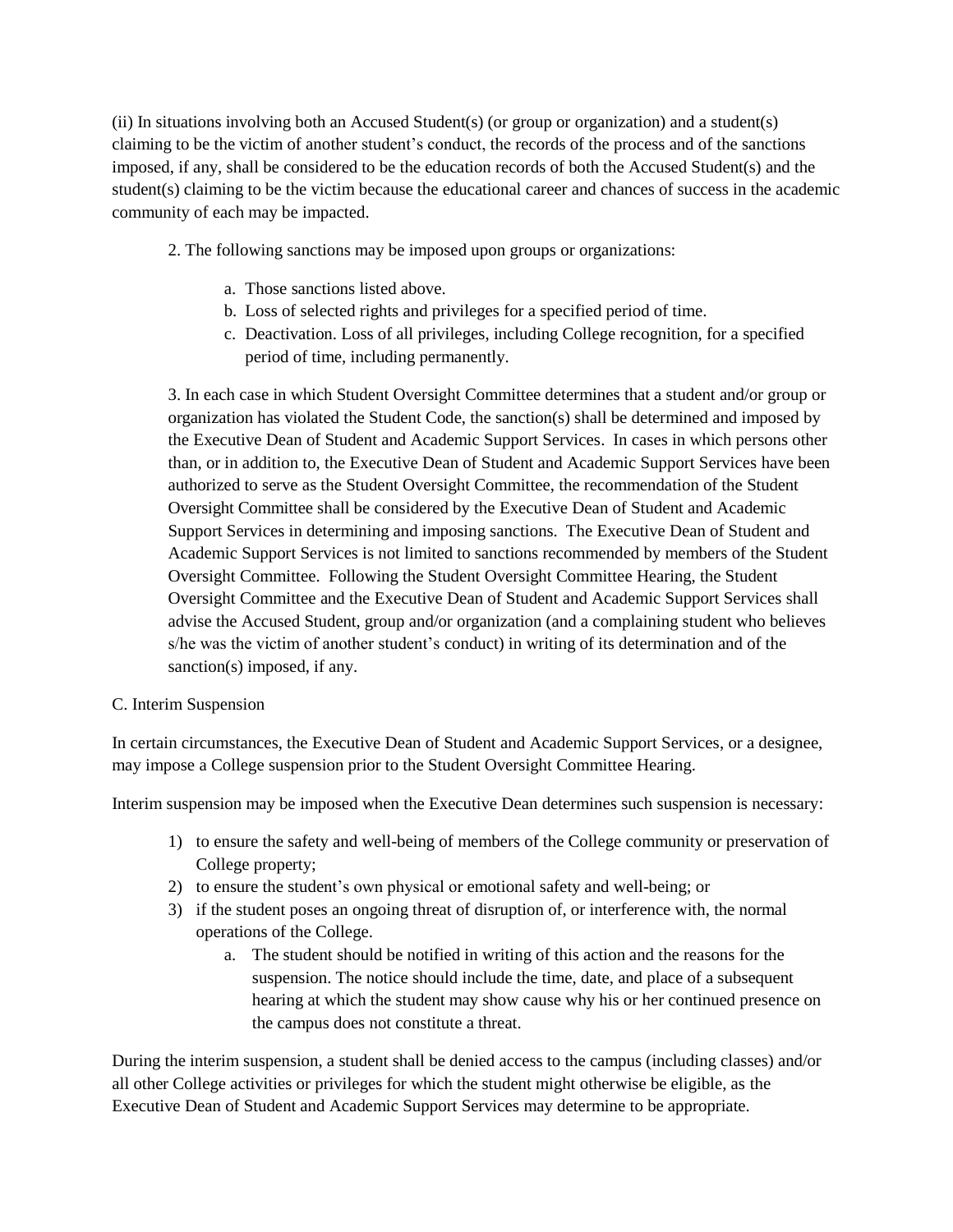(ii) In situations involving both an Accused Student(s) (or group or organization) and a student(s) claiming to be the victim of another student's conduct, the records of the process and of the sanctions imposed, if any, shall be considered to be the education records of both the Accused Student(s) and the student(s) claiming to be the victim because the educational career and chances of success in the academic community of each may be impacted.

2. The following sanctions may be imposed upon groups or organizations:

   a. Those sanctions listed above.
   b. Loss of selected rights and privileges for a specified period of time.
   c. Deactivation. Loss of all privileges, including College recognition, for a specified period of time, including permanently.

3. In each case in which Student Oversight Committee determines that a student and/or group or organization has violated the Student Code, the sanction(s) shall be determined and imposed by the Executive Dean of Student and Academic Support Services. In cases in which persons other than, or in addition to, the Executive Dean of Student and Academic Support Services have been authorized to serve as the Student Oversight Committee, the recommendation of the Student Oversight Committee shall be considered by the Executive Dean of Student and Academic Support Services in determining and imposing sanctions. The Executive Dean of Student and Academic Support Services is not limited to sanctions recommended by members of the Student Oversight Committee. Following the Student Oversight Committee Hearing, the Student Oversight Committee and the Executive Dean of Student and Academic Support Services shall advise the Accused Student, group and/or organization (and a complaining student who believes s/he was the victim of another student's conduct) in writing of its determination and of the sanction(s) imposed, if any.

C. Interim Suspension

In certain circumstances, the Executive Dean of Student and Academic Support Services, or a designee, may impose a College suspension prior to the Student Oversight Committee Hearing.

Interim suspension may be imposed when the Executive Dean determines such suspension is necessary:

1) to ensure the safety and well-being of members of the College community or preservation of College property;
2) to ensure the student's own physical or emotional safety and well-being; or
3) if the student poses an ongoing threat of disruption of, or interference with, the normal operations of the College.
   a. The student should be notified in writing of this action and the reasons for the suspension. The notice should include the time, date, and place of a subsequent hearing at which the student may show cause why his or her continued presence on the campus does not constitute a threat.

During the interim suspension, a student shall be denied access to the campus (including classes) and/or all other College activities or privileges for which the student might otherwise be eligible, as the Executive Dean of Student and Academic Support Services may determine to be appropriate.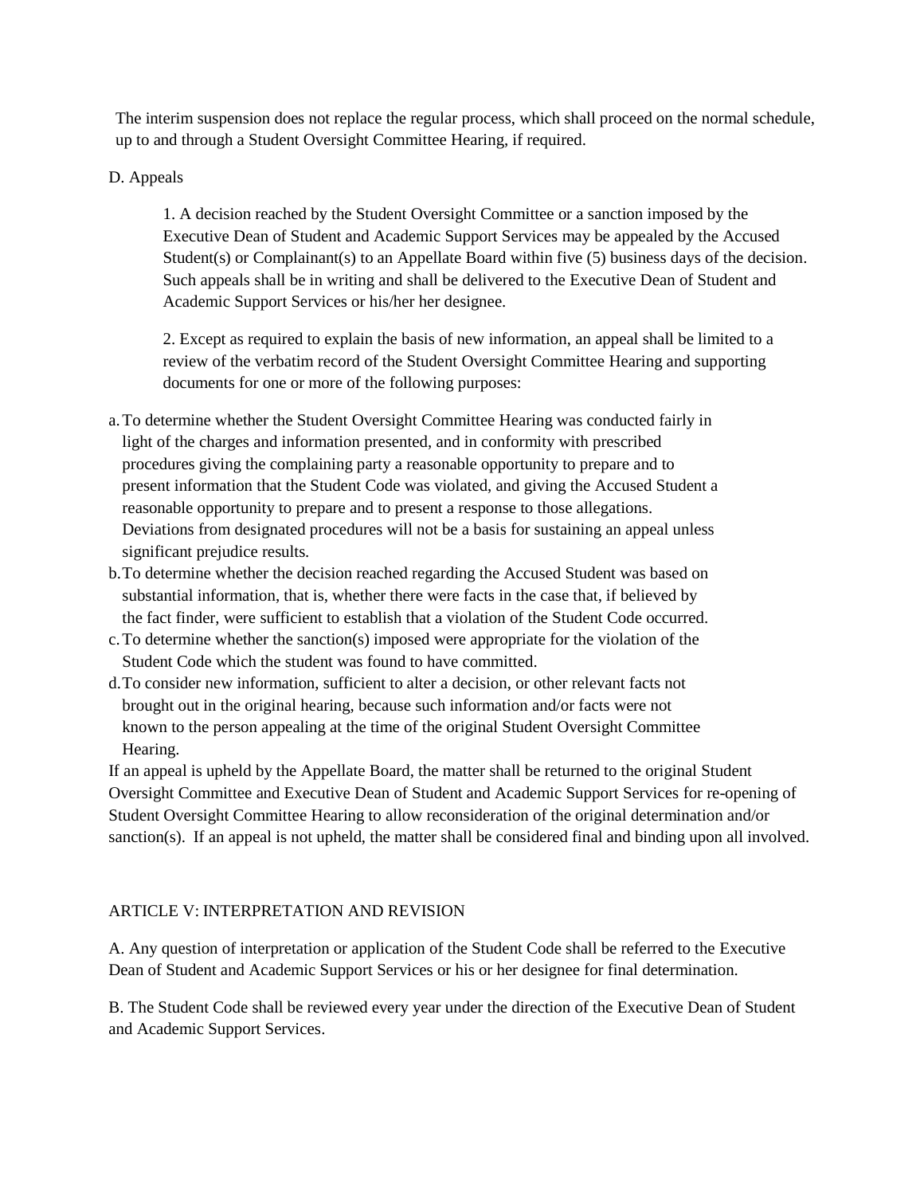The interim suspension does not replace the regular process, which shall proceed on the normal schedule, up to and through a Student Oversight Committee Hearing, if required.

D. Appeals

1. A decision reached by the Student Oversight Committee or a sanction imposed by the Executive Dean of Student and Academic Support Services may be appealed by the Accused Student(s) or Complainant(s) to an Appellate Board within five (5) business days of the decision. Such appeals shall be in writing and shall be delivered to the Executive Dean of Student and Academic Support Services or his/her her designee.

2. Except as required to explain the basis of new information, an appeal shall be limited to a review of the verbatim record of the Student Oversight Committee Hearing and supporting documents for one or more of the following purposes:

a. To determine whether the Student Oversight Committee Hearing was conducted fairly in light of the charges and information presented, and in conformity with prescribed procedures giving the complaining party a reasonable opportunity to prepare and to present information that the Student Code was violated, and giving the Accused Student a reasonable opportunity to prepare and to present a response to those allegations. Deviations from designated procedures will not be a basis for sustaining an appeal unless significant prejudice results.
b. To determine whether the decision reached regarding the Accused Student was based on substantial information, that is, whether there were facts in the case that, if believed by the fact finder, were sufficient to establish that a violation of the Student Code occurred.
c. To determine whether the sanction(s) imposed were appropriate for the violation of the Student Code which the student was found to have committed.
d. To consider new information, sufficient to alter a decision, or other relevant facts not brought out in the original hearing, because such information and/or facts were not known to the person appealing at the time of the original Student Oversight Committee Hearing.

If an appeal is upheld by the Appellate Board, the matter shall be returned to the original Student Oversight Committee and Executive Dean of Student and Academic Support Services for re-opening of Student Oversight Committee Hearing to allow reconsideration of the original determination and/or sanction(s). If an appeal is not upheld, the matter shall be considered final and binding upon all involved.

ARTICLE V: INTERPRETATION AND REVISION

A. Any question of interpretation or application of the Student Code shall be referred to the Executive Dean of Student and Academic Support Services or his or her designee for final determination.

B. The Student Code shall be reviewed every year under the direction of the Executive Dean of Student and Academic Support Services.